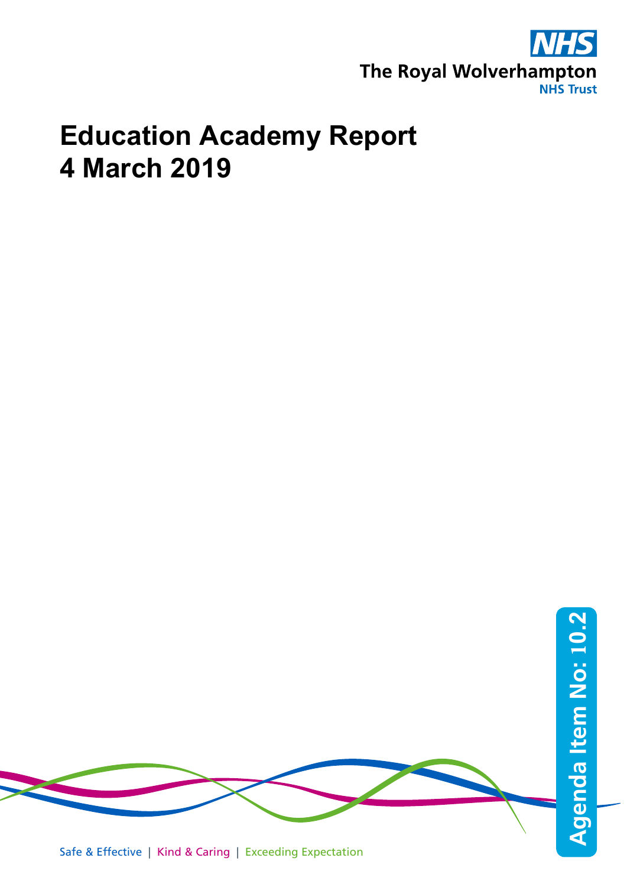The Royal Wolverhampton NHS Trust

# Education Academy Report
# 4 March 2019

Agenda Item No: 10.2

Safe & Effective | Kind & Caring | Exceeding Expectation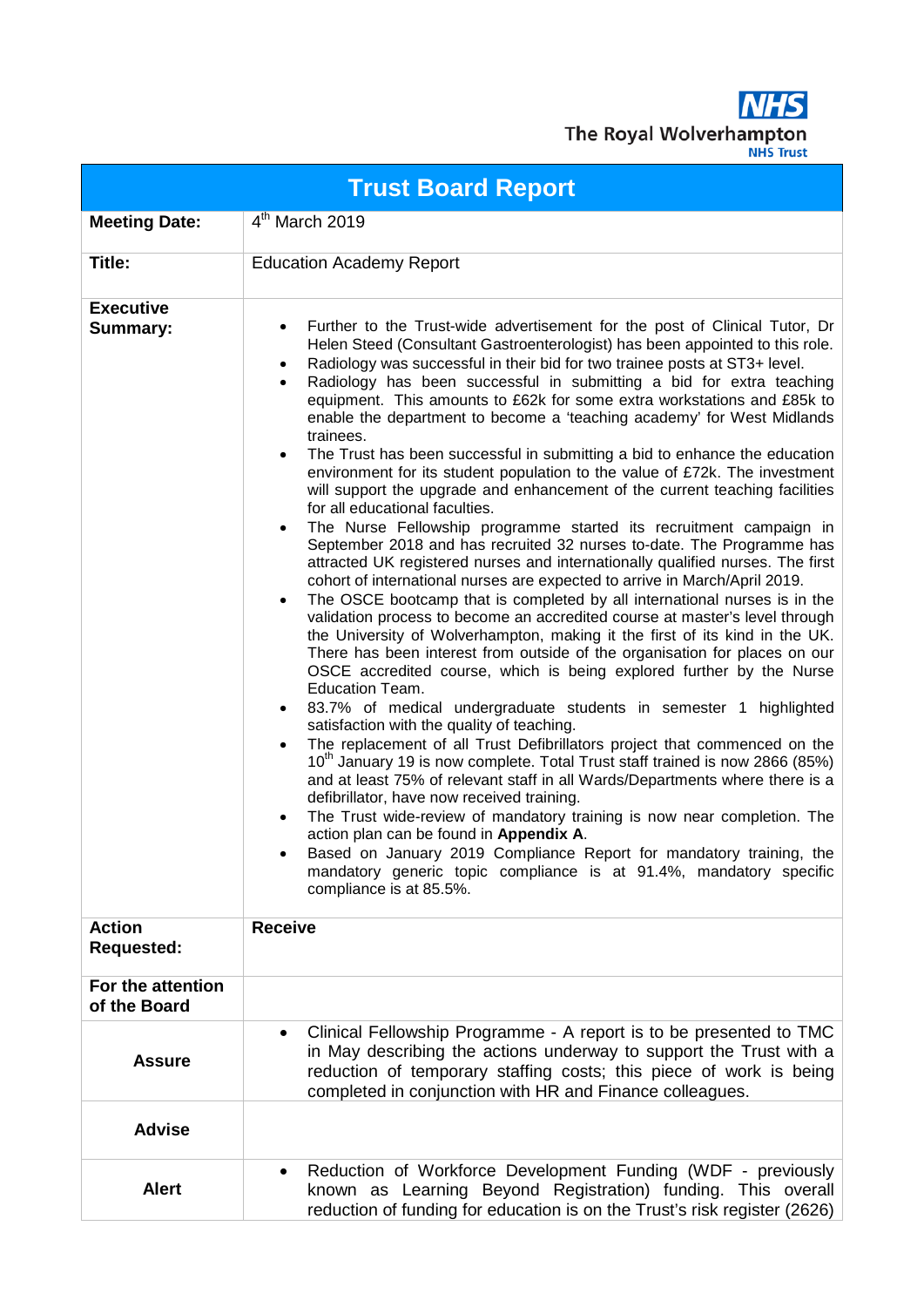The Royal Wolverhampton NHS Trust

# Trust Board Report

| | |
|---|---|
| **Meeting Date:** | 4th March 2019 |
| **Title:** | Education Academy Report |
| **Executive Summary:** | • Further to the Trust-wide advertisement for the post of Clinical Tutor, Dr Helen Steed (Consultant Gastroenterologist) has been appointed to this role.<br>• Radiology was successful in their bid for two trainee posts at ST3+ level.<br>• Radiology has been successful in submitting a bid for extra teaching equipment. This amounts to £62k for some extra workstations and £85k to enable the department to become a 'teaching academy' for West Midlands trainees.<br>• The Trust has been successful in submitting a bid to enhance the education environment for its student population to the value of £72k. The investment will support the upgrade and enhancement of the current teaching facilities for all educational faculties.<br>• The Nurse Fellowship programme started its recruitment campaign in September 2018 and has recruited 32 nurses to-date. The Programme has attracted UK registered nurses and internationally qualified nurses. The first cohort of international nurses are expected to arrive in March/April 2019.<br>• The OSCE bootcamp that is completed by all international nurses is in the validation process to become an accredited course at master's level through the University of Wolverhampton, making it the first of its kind in the UK. There has been interest from outside of the organisation for places on our OSCE accredited course, which is being explored further by the Nurse Education Team.<br>• 83.7% of medical undergraduate students in semester 1 highlighted satisfaction with the quality of teaching.<br>• The replacement of all Trust Defibrillators project that commenced on the 10th January 19 is now complete. Total Trust staff trained is now 2866 (85%) and at least 75% of relevant staff in all Wards/Departments where there is a defibrillator, have now received training.<br>• The Trust wide-review of mandatory training is now near completion. The action plan can be found in **Appendix A**.<br>• Based on January 2019 Compliance Report for mandatory training, the mandatory generic topic compliance is at 91.4%, mandatory specific compliance is at 85.5%. |
| **Action Requested:** | **Receive** |
| **For the attention of the Board** | |
| **Assure** | • Clinical Fellowship Programme - A report is to be presented to TMC in May describing the actions underway to support the Trust with a reduction of temporary staffing costs; this piece of work is being completed in conjunction with HR and Finance colleagues. |
| **Advise** | |
| **Alert** | • Reduction of Workforce Development Funding (WDF - previously known as Learning Beyond Registration) funding. This overall reduction of funding for education is on the Trust's risk register (2626) |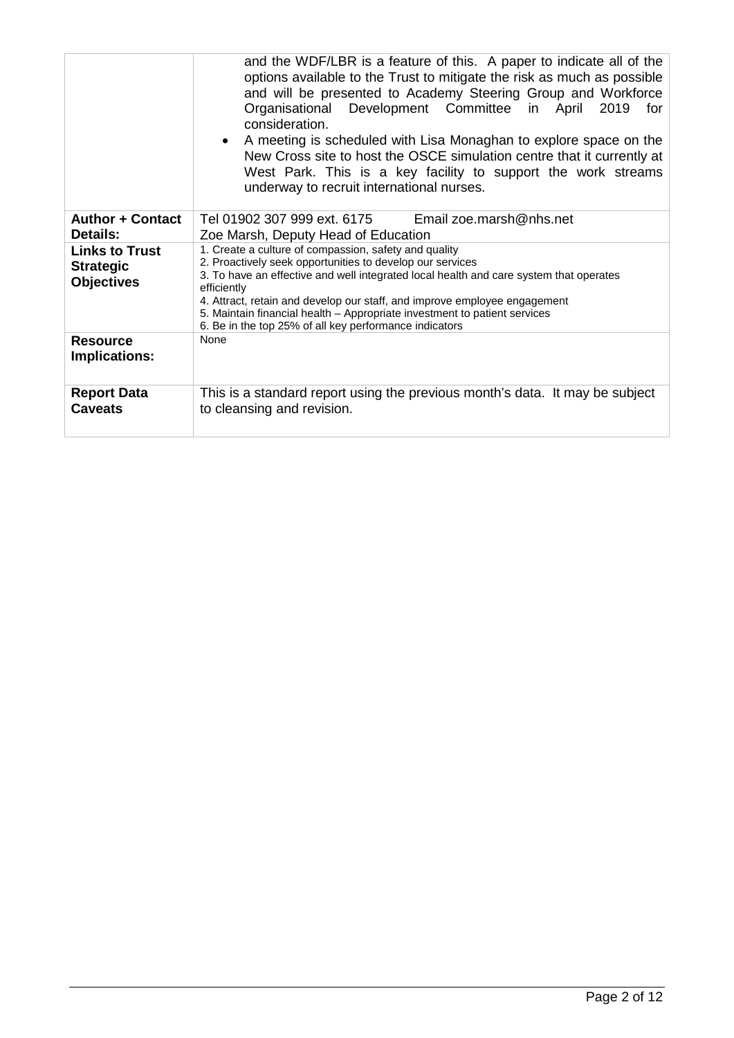|  |  |
|---|---|
|  | and the WDF/LBR is a feature of this. A paper to indicate all of the options available to the Trust to mitigate the risk as much as possible and will be presented to Academy Steering Group and Workforce Organisational Development Committee in April 2019 for consideration.<br>• A meeting is scheduled with Lisa Monaghan to explore space on the New Cross site to host the OSCE simulation centre that it currently at West Park. This is a key facility to support the work streams underway to recruit international nurses. |
| **Author + Contact Details:** | Tel 01902 307 999 ext. 6175 Email zoe.marsh@nhs.net<br>Zoe Marsh, Deputy Head of Education |
| **Links to Trust Strategic Objectives** | 1. Create a culture of compassion, safety and quality<br>2. Proactively seek opportunities to develop our services<br>3. To have an effective and well integrated local health and care system that operates efficiently<br>4. Attract, retain and develop our staff, and improve employee engagement<br>5. Maintain financial health – Appropriate investment to patient services<br>6. Be in the top 25% of all key performance indicators |
| **Resource Implications:** | None |
| **Report Data Caveats** | This is a standard report using the previous month's data. It may be subject to cleansing and revision. |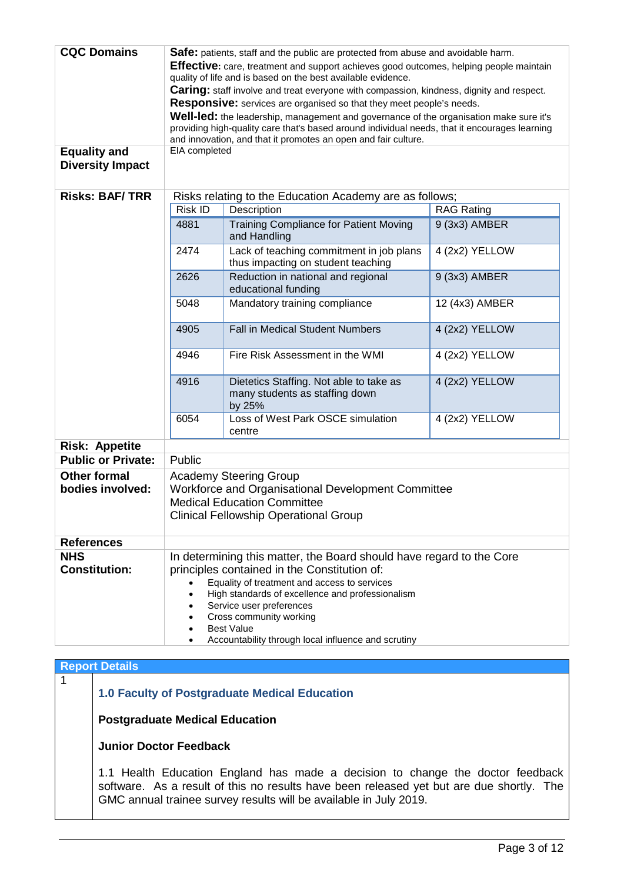| | |
|---|---|
| **CQC Domains** | **Safe:** patients, staff and the public are protected from abuse and avoidable harm.<br>**Effective:** care, treatment and support achieves good outcomes, helping people maintain quality of life and is based on the best available evidence.<br>**Caring:** staff involve and treat everyone with compassion, kindness, dignity and respect.<br>**Responsive:** services are organised so that they meet people's needs.<br>**Well-led:** the leadership, management and governance of the organisation make sure it's providing high-quality care that's based around individual needs, that it encourages learning and innovation, and that it promotes an open and fair culture. |
| **Equality and Diversity Impact** | EIA completed |
| **Risks: BAF/ TRR** | Risks relating to the Education Academy are as follows; |

| Risk ID | Description | RAG Rating |
|---|---|---|
| 4881 | Training Compliance for Patient Moving and Handling | 9 (3x3) AMBER |
| 2474 | Lack of teaching commitment in job plans thus impacting on student teaching | 4 (2x2) YELLOW |
| 2626 | Reduction in national and regional educational funding | 9 (3x3) AMBER |
| 5048 | Mandatory training compliance | 12 (4x3) AMBER |
| 4905 | Fall in Medical Student Numbers | 4 (2x2) YELLOW |
| 4946 | Fire Risk Assessment in the WMI | 4 (2x2) YELLOW |
| 4916 | Dietetics Staffing. Not able to take as many students as staffing down by 25% | 4 (2x2) YELLOW |
| 6054 | Loss of West Park OSCE simulation centre | 4 (2x2) YELLOW |

| | |
|---|---|
| **Risk: Appetite** | |
| **Public or Private:** | Public |
| **Other formal bodies involved:** | Academy Steering Group<br>Workforce and Organisational Development Committee<br>Medical Education Committee<br>Clinical Fellowship Operational Group |
| **References** | |
| **NHS Constitution:** | In determining this matter, the Board should have regard to the Core principles contained in the Constitution of:<br>• Equality of treatment and access to services<br>• High standards of excellence and professionalism<br>• Service user preferences<br>• Cross community working<br>• Best Value<br>• Accountability through local influence and scrutiny |

## Report Details

1

### 1.0 Faculty of Postgraduate Medical Education

**Postgraduate Medical Education**

**Junior Doctor Feedback**

1.1 Health Education England has made a decision to change the doctor feedback software. As a result of this no results have been released yet but are due shortly. The GMC annual trainee survey results will be available in July 2019.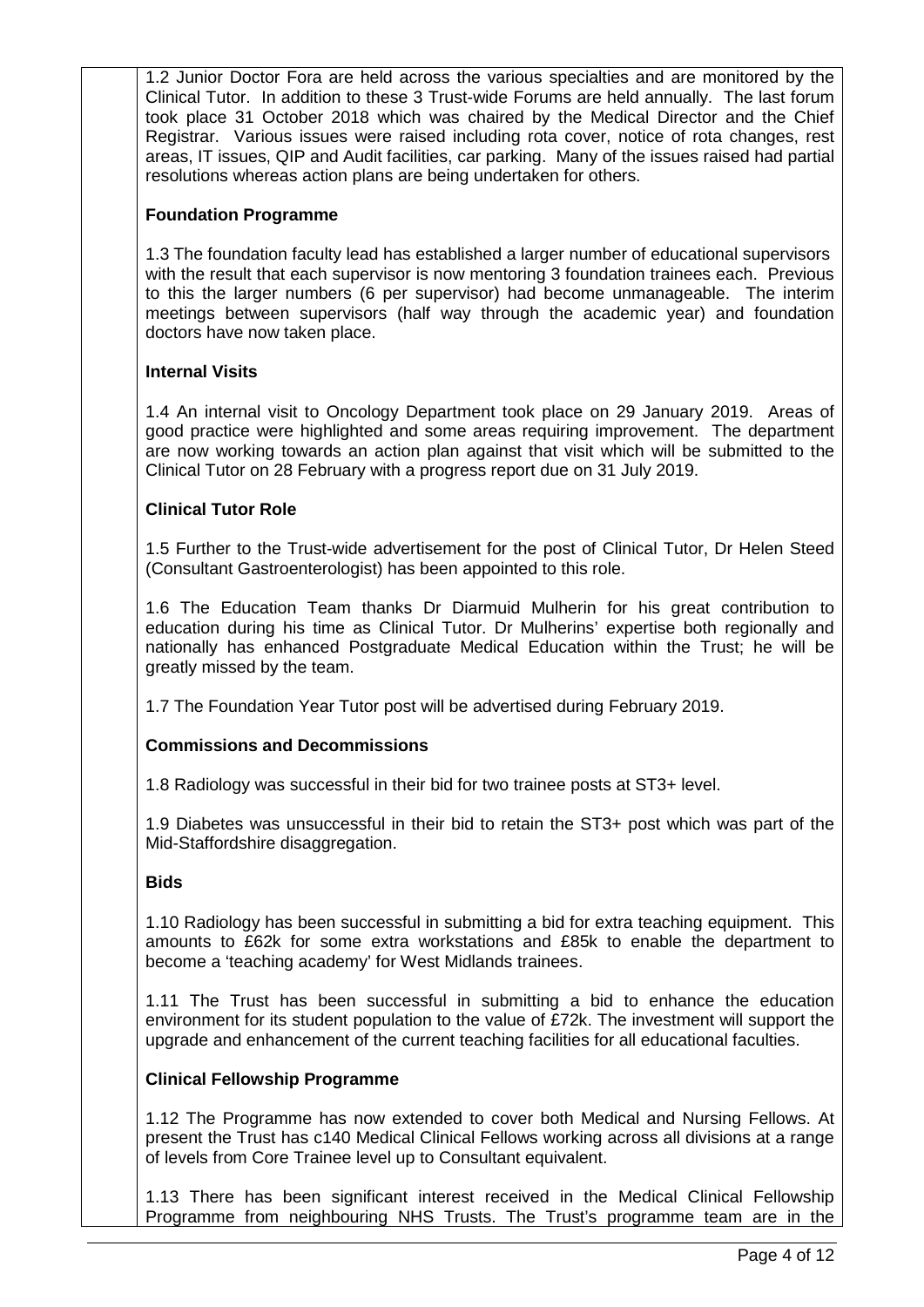1.2 Junior Doctor Fora are held across the various specialties and are monitored by the Clinical Tutor. In addition to these 3 Trust-wide Forums are held annually. The last forum took place 31 October 2018 which was chaired by the Medical Director and the Chief Registrar. Various issues were raised including rota cover, notice of rota changes, rest areas, IT issues, QIP and Audit facilities, car parking. Many of the issues raised had partial resolutions whereas action plans are being undertaken for others.

**Foundation Programme**

1.3 The foundation faculty lead has established a larger number of educational supervisors with the result that each supervisor is now mentoring 3 foundation trainees each. Previous to this the larger numbers (6 per supervisor) had become unmanageable. The interim meetings between supervisors (half way through the academic year) and foundation doctors have now taken place.

**Internal Visits**

1.4 An internal visit to Oncology Department took place on 29 January 2019. Areas of good practice were highlighted and some areas requiring improvement. The department are now working towards an action plan against that visit which will be submitted to the Clinical Tutor on 28 February with a progress report due on 31 July 2019.

**Clinical Tutor Role**

1.5 Further to the Trust-wide advertisement for the post of Clinical Tutor, Dr Helen Steed (Consultant Gastroenterologist) has been appointed to this role.

1.6 The Education Team thanks Dr Diarmuid Mulherin for his great contribution to education during his time as Clinical Tutor. Dr Mulherins' expertise both regionally and nationally has enhanced Postgraduate Medical Education within the Trust; he will be greatly missed by the team.

1.7 The Foundation Year Tutor post will be advertised during February 2019.

**Commissions and Decommissions**

1.8 Radiology was successful in their bid for two trainee posts at ST3+ level.

1.9 Diabetes was unsuccessful in their bid to retain the ST3+ post which was part of the Mid-Staffordshire disaggregation.

**Bids**

1.10 Radiology has been successful in submitting a bid for extra teaching equipment. This amounts to £62k for some extra workstations and £85k to enable the department to become a 'teaching academy' for West Midlands trainees.

1.11 The Trust has been successful in submitting a bid to enhance the education environment for its student population to the value of £72k. The investment will support the upgrade and enhancement of the current teaching facilities for all educational faculties.

**Clinical Fellowship Programme**

1.12 The Programme has now extended to cover both Medical and Nursing Fellows. At present the Trust has c140 Medical Clinical Fellows working across all divisions at a range of levels from Core Trainee level up to Consultant equivalent.

1.13 There has been significant interest received in the Medical Clinical Fellowship Programme from neighbouring NHS Trusts. The Trust's programme team are in the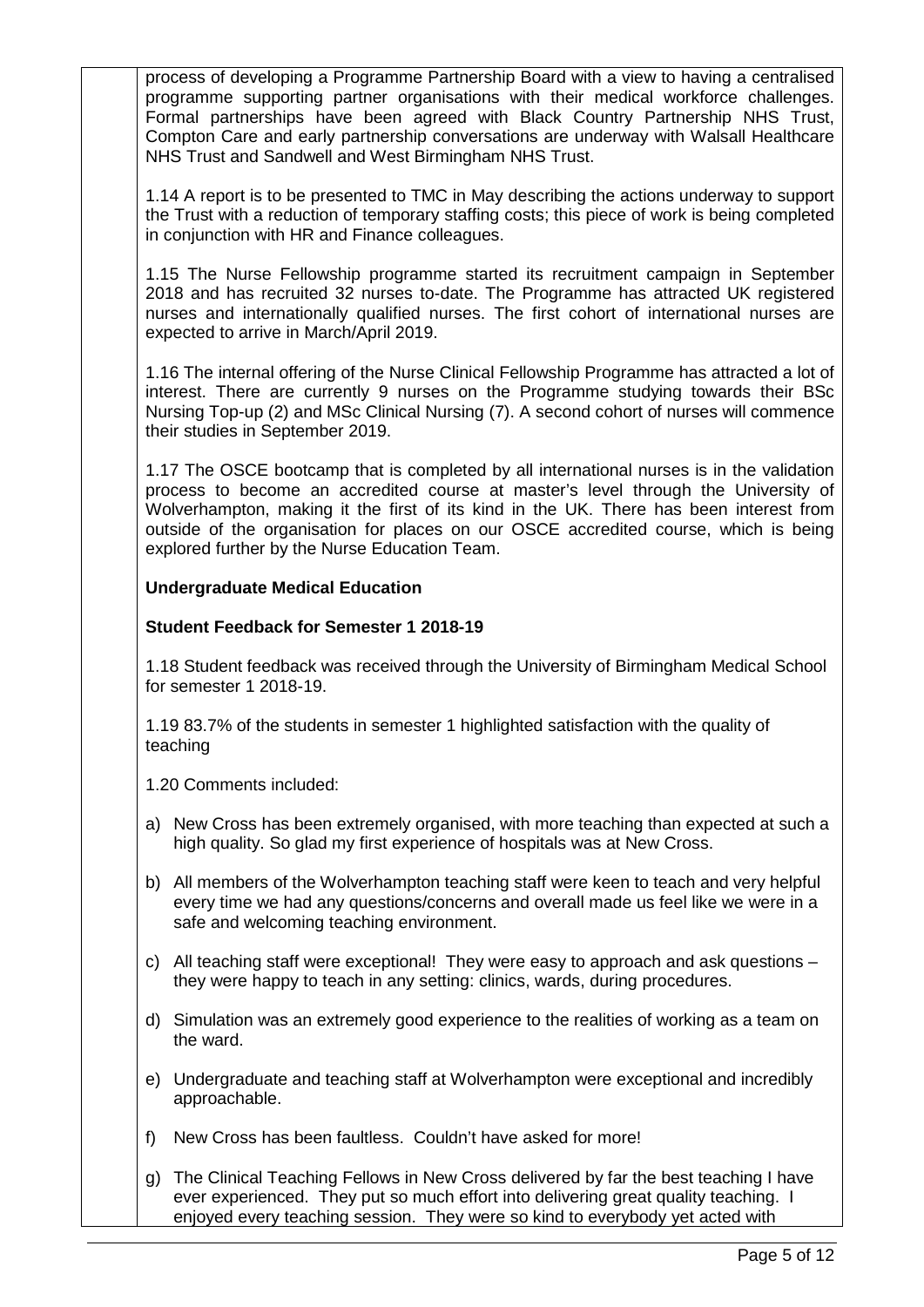process of developing a Programme Partnership Board with a view to having a centralised programme supporting partner organisations with their medical workforce challenges. Formal partnerships have been agreed with Black Country Partnership NHS Trust, Compton Care and early partnership conversations are underway with Walsall Healthcare NHS Trust and Sandwell and West Birmingham NHS Trust.

1.14 A report is to be presented to TMC in May describing the actions underway to support the Trust with a reduction of temporary staffing costs; this piece of work is being completed in conjunction with HR and Finance colleagues.

1.15 The Nurse Fellowship programme started its recruitment campaign in September 2018 and has recruited 32 nurses to-date. The Programme has attracted UK registered nurses and internationally qualified nurses. The first cohort of international nurses are expected to arrive in March/April 2019.

1.16 The internal offering of the Nurse Clinical Fellowship Programme has attracted a lot of interest. There are currently 9 nurses on the Programme studying towards their BSc Nursing Top-up (2) and MSc Clinical Nursing (7). A second cohort of nurses will commence their studies in September 2019.

1.17 The OSCE bootcamp that is completed by all international nurses is in the validation process to become an accredited course at master's level through the University of Wolverhampton, making it the first of its kind in the UK. There has been interest from outside of the organisation for places on our OSCE accredited course, which is being explored further by the Nurse Education Team.

**Undergraduate Medical Education**

**Student Feedback for Semester 1 2018-19**

1.18 Student feedback was received through the University of Birmingham Medical School for semester 1 2018-19.

1.19 83.7% of the students in semester 1 highlighted satisfaction with the quality of teaching

1.20 Comments included:

a) New Cross has been extremely organised, with more teaching than expected at such a high quality. So glad my first experience of hospitals was at New Cross.

b) All members of the Wolverhampton teaching staff were keen to teach and very helpful every time we had any questions/concerns and overall made us feel like we were in a safe and welcoming teaching environment.

c) All teaching staff were exceptional! They were easy to approach and ask questions – they were happy to teach in any setting: clinics, wards, during procedures.

d) Simulation was an extremely good experience to the realities of working as a team on the ward.

e) Undergraduate and teaching staff at Wolverhampton were exceptional and incredibly approachable.

f) New Cross has been faultless. Couldn't have asked for more!

g) The Clinical Teaching Fellows in New Cross delivered by far the best teaching I have ever experienced. They put so much effort into delivering great quality teaching. I enjoyed every teaching session. They were so kind to everybody yet acted with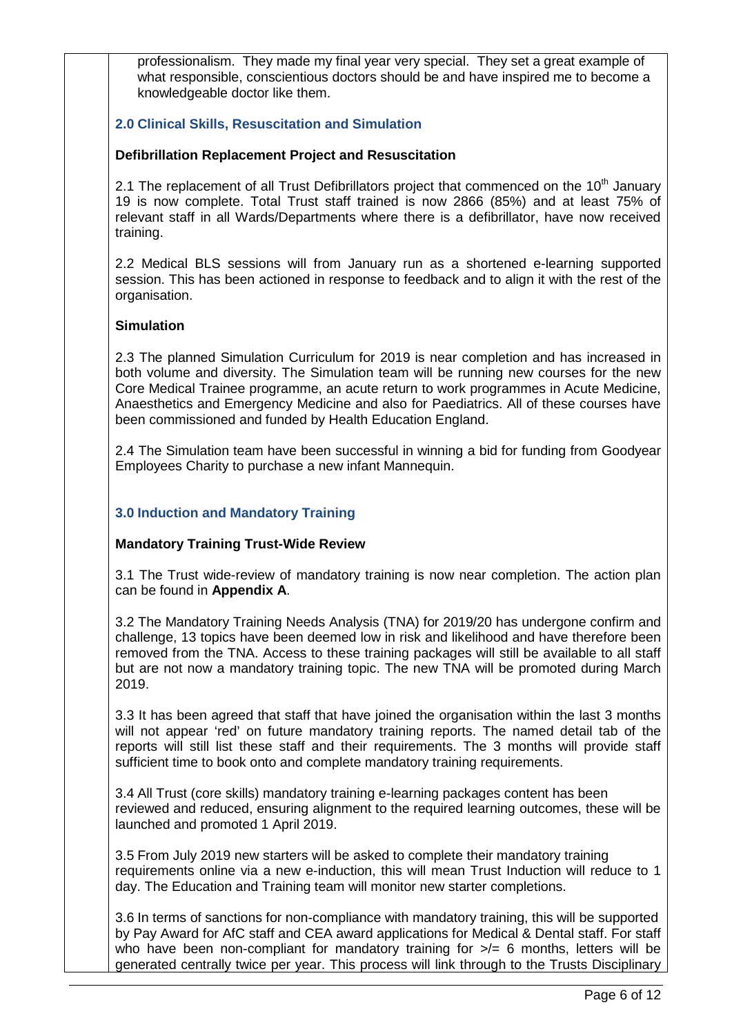professionalism. They made my final year very special. They set a great example of what responsible, conscientious doctors should be and have inspired me to become a knowledgeable doctor like them.

## 2.0 Clinical Skills, Resuscitation and Simulation

### Defibrillation Replacement Project and Resuscitation

2.1 The replacement of all Trust Defibrillators project that commenced on the 10th January 19 is now complete. Total Trust staff trained is now 2866 (85%) and at least 75% of relevant staff in all Wards/Departments where there is a defibrillator, have now received training.

2.2 Medical BLS sessions will from January run as a shortened e-learning supported session. This has been actioned in response to feedback and to align it with the rest of the organisation.

### Simulation

2.3 The planned Simulation Curriculum for 2019 is near completion and has increased in both volume and diversity. The Simulation team will be running new courses for the new Core Medical Trainee programme, an acute return to work programmes in Acute Medicine, Anaesthetics and Emergency Medicine and also for Paediatrics. All of these courses have been commissioned and funded by Health Education England.

2.4 The Simulation team have been successful in winning a bid for funding from Goodyear Employees Charity to purchase a new infant Mannequin.

## 3.0 Induction and Mandatory Training

### Mandatory Training Trust-Wide Review

3.1 The Trust wide-review of mandatory training is now near completion. The action plan can be found in **Appendix A**.

3.2 The Mandatory Training Needs Analysis (TNA) for 2019/20 has undergone confirm and challenge, 13 topics have been deemed low in risk and likelihood and have therefore been removed from the TNA. Access to these training packages will still be available to all staff but are not now a mandatory training topic. The new TNA will be promoted during March 2019.

3.3 It has been agreed that staff that have joined the organisation within the last 3 months will not appear 'red' on future mandatory training reports. The named detail tab of the reports will still list these staff and their requirements. The 3 months will provide staff sufficient time to book onto and complete mandatory training requirements.

3.4 All Trust (core skills) mandatory training e-learning packages content has been reviewed and reduced, ensuring alignment to the required learning outcomes, these will be launched and promoted 1 April 2019.

3.5 From July 2019 new starters will be asked to complete their mandatory training requirements online via a new e-induction, this will mean Trust Induction will reduce to 1 day. The Education and Training team will monitor new starter completions.

3.6 In terms of sanctions for non-compliance with mandatory training, this will be supported by Pay Award for AfC staff and CEA award applications for Medical & Dental staff. For staff who have been non-compliant for mandatory training for >/= 6 months, letters will be generated centrally twice per year. This process will link through to the Trusts Disciplinary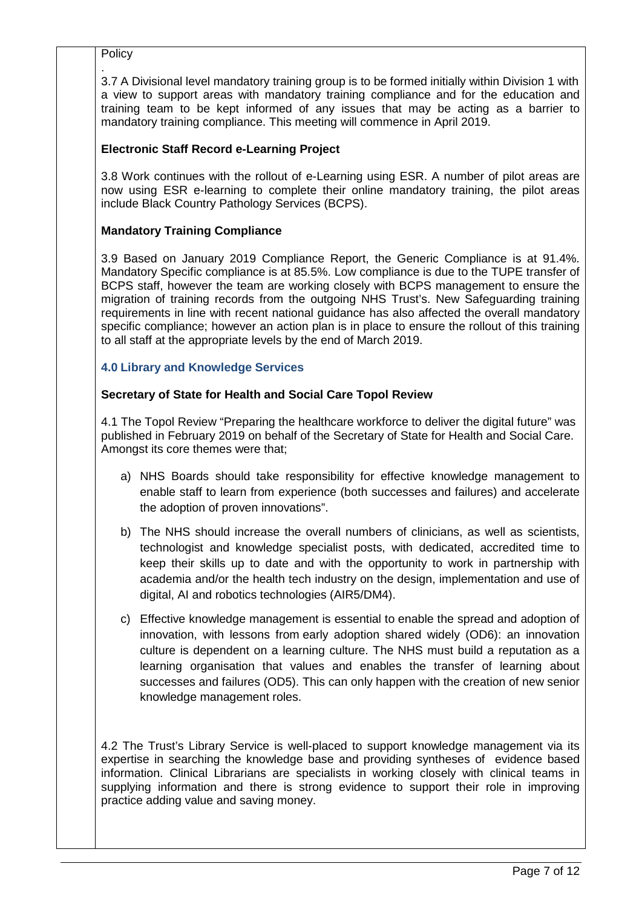Policy

.
3.7 A Divisional level mandatory training group is to be formed initially within Division 1 with a view to support areas with mandatory training compliance and for the education and training team to be kept informed of any issues that may be acting as a barrier to mandatory training compliance. This meeting will commence in April 2019.

**Electronic Staff Record e-Learning Project**

3.8 Work continues with the rollout of e-Learning using ESR. A number of pilot areas are now using ESR e-learning to complete their online mandatory training, the pilot areas include Black Country Pathology Services (BCPS).

**Mandatory Training Compliance**

3.9 Based on January 2019 Compliance Report, the Generic Compliance is at 91.4%. Mandatory Specific compliance is at 85.5%. Low compliance is due to the TUPE transfer of BCPS staff, however the team are working closely with BCPS management to ensure the migration of training records from the outgoing NHS Trust's. New Safeguarding training requirements in line with recent national guidance has also affected the overall mandatory specific compliance; however an action plan is in place to ensure the rollout of this training to all staff at the appropriate levels by the end of March 2019.

## 4.0 Library and Knowledge Services

**Secretary of State for Health and Social Care Topol Review**

4.1 The Topol Review "Preparing the healthcare workforce to deliver the digital future" was published in February 2019 on behalf of the Secretary of State for Health and Social Care. Amongst its core themes were that;

a) NHS Boards should take responsibility for effective knowledge management to enable staff to learn from experience (both successes and failures) and accelerate the adoption of proven innovations".

b) The NHS should increase the overall numbers of clinicians, as well as scientists, technologist and knowledge specialist posts, with dedicated, accredited time to keep their skills up to date and with the opportunity to work in partnership with academia and/or the health tech industry on the design, implementation and use of digital, AI and robotics technologies (AIR5/DM4).

c) Effective knowledge management is essential to enable the spread and adoption of innovation, with lessons from early adoption shared widely (OD6): an innovation culture is dependent on a learning culture. The NHS must build a reputation as a learning organisation that values and enables the transfer of learning about successes and failures (OD5). This can only happen with the creation of new senior knowledge management roles.

4.2 The Trust's Library Service is well-placed to support knowledge management via its expertise in searching the knowledge base and providing syntheses of evidence based information. Clinical Librarians are specialists in working closely with clinical teams in supplying information and there is strong evidence to support their role in improving practice adding value and saving money.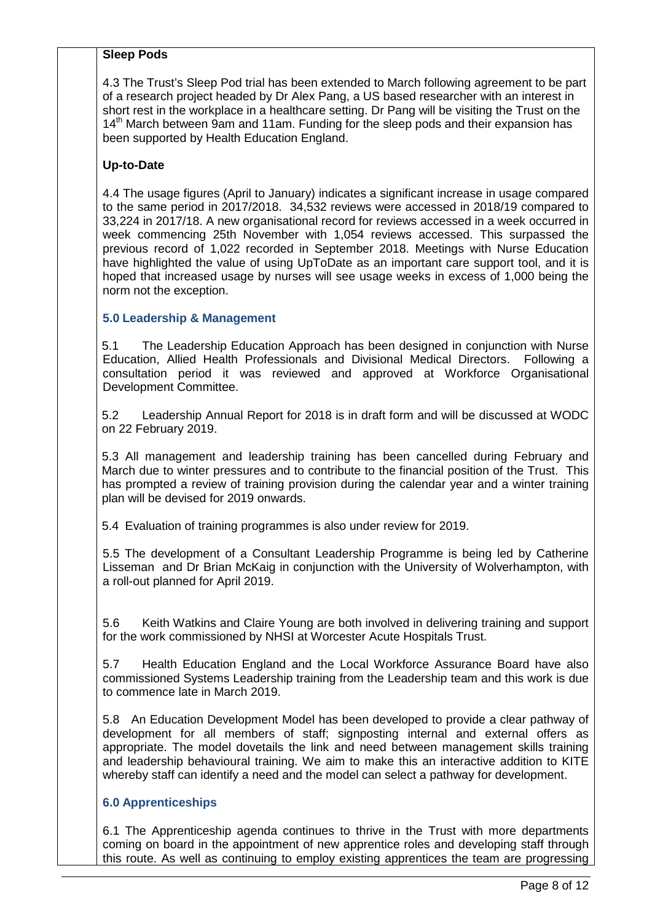**Sleep Pods**

4.3 The Trust's Sleep Pod trial has been extended to March following agreement to be part of a research project headed by Dr Alex Pang, a US based researcher with an interest in short rest in the workplace in a healthcare setting. Dr Pang will be visiting the Trust on the 14th March between 9am and 11am. Funding for the sleep pods and their expansion has been supported by Health Education England.

**Up-to-Date**

4.4 The usage figures (April to January) indicates a significant increase in usage compared to the same period in 2017/2018. 34,532 reviews were accessed in 2018/19 compared to 33,224 in 2017/18. A new organisational record for reviews accessed in a week occurred in week commencing 25th November with 1,054 reviews accessed. This surpassed the previous record of 1,022 recorded in September 2018. Meetings with Nurse Education have highlighted the value of using UpToDate as an important care support tool, and it is hoped that increased usage by nurses will see usage weeks in excess of 1,000 being the norm not the exception.

## 5.0 Leadership & Management

5.1 The Leadership Education Approach has been designed in conjunction with Nurse Education, Allied Health Professionals and Divisional Medical Directors. Following a consultation period it was reviewed and approved at Workforce Organisational Development Committee.

5.2 Leadership Annual Report for 2018 is in draft form and will be discussed at WODC on 22 February 2019.

5.3 All management and leadership training has been cancelled during February and March due to winter pressures and to contribute to the financial position of the Trust. This has prompted a review of training provision during the calendar year and a winter training plan will be devised for 2019 onwards.

5.4 Evaluation of training programmes is also under review for 2019.

5.5 The development of a Consultant Leadership Programme is being led by Catherine Lisseman and Dr Brian McKaig in conjunction with the University of Wolverhampton, with a roll-out planned for April 2019.

5.6 Keith Watkins and Claire Young are both involved in delivering training and support for the work commissioned by NHSI at Worcester Acute Hospitals Trust.

5.7 Health Education England and the Local Workforce Assurance Board have also commissioned Systems Leadership training from the Leadership team and this work is due to commence late in March 2019.

5.8 An Education Development Model has been developed to provide a clear pathway of development for all members of staff; signposting internal and external offers as appropriate. The model dovetails the link and need between management skills training and leadership behavioural training. We aim to make this an interactive addition to KITE whereby staff can identify a need and the model can select a pathway for development.

## 6.0 Apprenticeships

6.1 The Apprenticeship agenda continues to thrive in the Trust with more departments coming on board in the appointment of new apprentice roles and developing staff through this route. As well as continuing to employ existing apprentices the team are progressing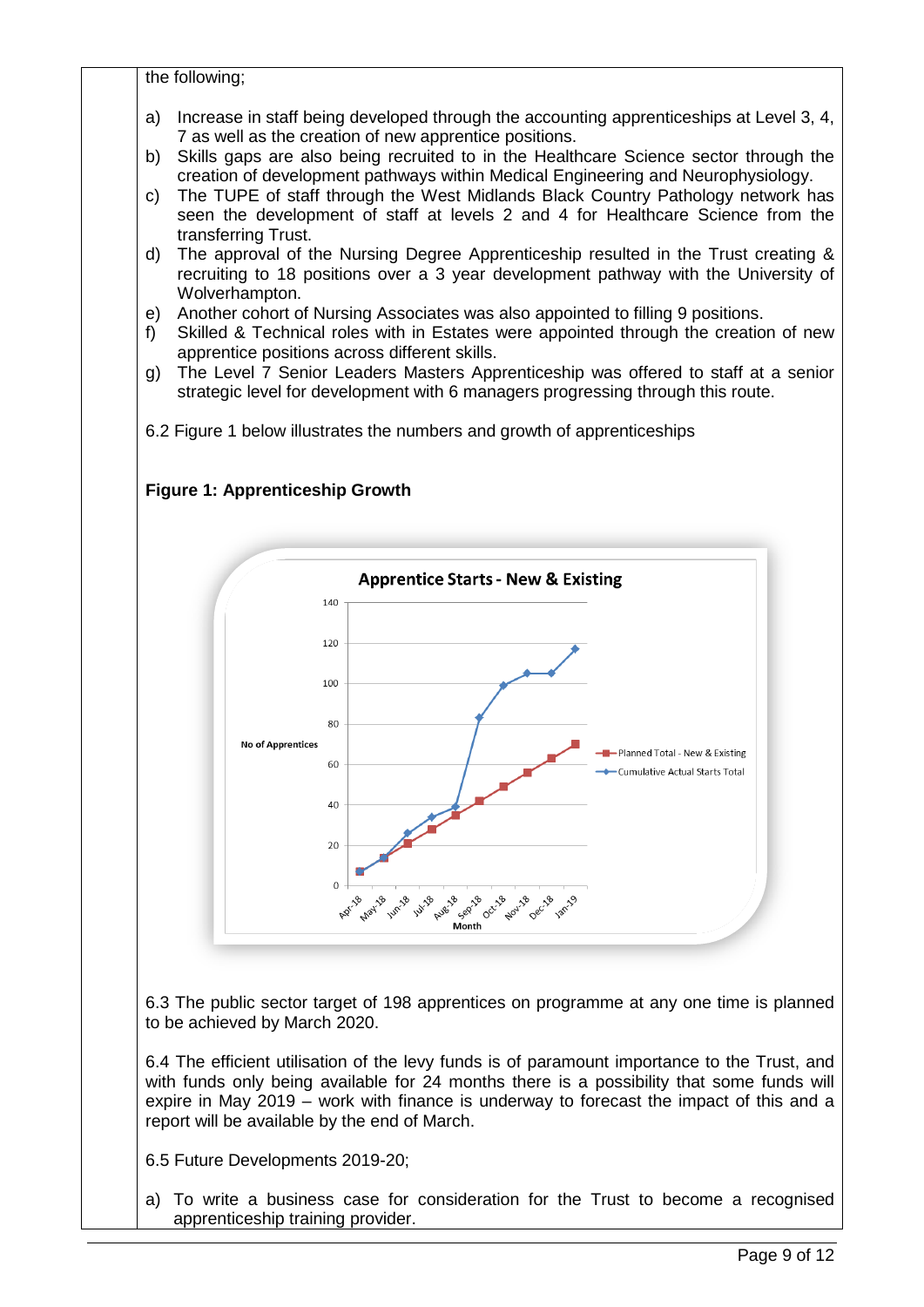the following;

a) Increase in staff being developed through the accounting apprenticeships at Level 3, 4, 7 as well as the creation of new apprentice positions.
b) Skills gaps are also being recruited to in the Healthcare Science sector through the creation of development pathways within Medical Engineering and Neurophysiology.
c) The TUPE of staff through the West Midlands Black Country Pathology network has seen the development of staff at levels 2 and 4 for Healthcare Science from the transferring Trust.
d) The approval of the Nursing Degree Apprenticeship resulted in the Trust creating & recruiting to 18 positions over a 3 year development pathway with the University of Wolverhampton.
e) Another cohort of Nursing Associates was also appointed to filling 9 positions.
f) Skilled & Technical roles with in Estates were appointed through the creation of new apprentice positions across different skills.
g) The Level 7 Senior Leaders Masters Apprenticeship was offered to staff at a senior strategic level for development with 6 managers progressing through this route.

6.2 Figure 1 below illustrates the numbers and growth of apprenticeships

**Figure 1: Apprenticeship Growth**

**Apprentice Starts - New & Existing**

No of Apprentices

Month

- Planned Total - New & Existing
- Cumulative Actual Starts Total

6.3 The public sector target of 198 apprentices on programme at any one time is planned to be achieved by March 2020.

6.4 The efficient utilisation of the levy funds is of paramount importance to the Trust, and with funds only being available for 24 months there is a possibility that some funds will expire in May 2019 – work with finance is underway to forecast the impact of this and a report will be available by the end of March.

6.5 Future Developments 2019-20;

a) To write a business case for consideration for the Trust to become a recognised apprenticeship training provider.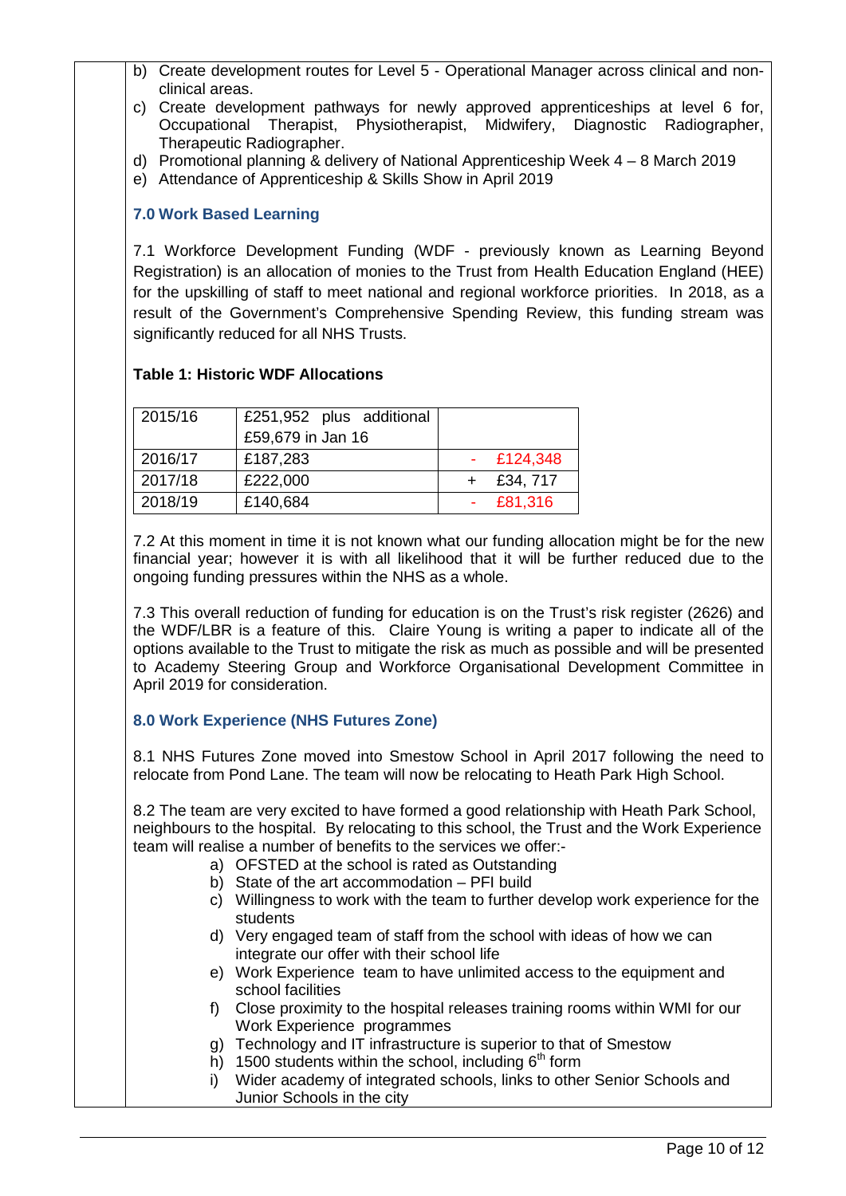b) Create development routes for Level 5 - Operational Manager across clinical and non-clinical areas.
c) Create development pathways for newly approved apprenticeships at level 6 for, Occupational Therapist, Physiotherapist, Midwifery, Diagnostic Radiographer, Therapeutic Radiographer.
d) Promotional planning & delivery of National Apprenticeship Week 4 – 8 March 2019
e) Attendance of Apprenticeship & Skills Show in April 2019

### 7.0 Work Based Learning

7.1 Workforce Development Funding (WDF - previously known as Learning Beyond Registration) is an allocation of monies to the Trust from Health Education England (HEE) for the upskilling of staff to meet national and regional workforce priorities. In 2018, as a result of the Government's Comprehensive Spending Review, this funding stream was significantly reduced for all NHS Trusts.

**Table 1: Historic WDF Allocations**

| | | |
|---|---|---|
| 2015/16 | £251,952 plus additional £59,679 in Jan 16 | |
| 2016/17 | £187,283 | - £124,348 |
| 2017/18 | £222,000 | + £34, 717 |
| 2018/19 | £140,684 | - £81,316 |

7.2 At this moment in time it is not known what our funding allocation might be for the new financial year; however it is with all likelihood that it will be further reduced due to the ongoing funding pressures within the NHS as a whole.

7.3 This overall reduction of funding for education is on the Trust's risk register (2626) and the WDF/LBR is a feature of this. Claire Young is writing a paper to indicate all of the options available to the Trust to mitigate the risk as much as possible and will be presented to Academy Steering Group and Workforce Organisational Development Committee in April 2019 for consideration.

### 8.0 Work Experience (NHS Futures Zone)

8.1 NHS Futures Zone moved into Smestow School in April 2017 following the need to relocate from Pond Lane. The team will now be relocating to Heath Park High School.

8.2 The team are very excited to have formed a good relationship with Heath Park School, neighbours to the hospital. By relocating to this school, the Trust and the Work Experience team will realise a number of benefits to the services we offer:-

a) OFSTED at the school is rated as Outstanding
b) State of the art accommodation – PFI build
c) Willingness to work with the team to further develop work experience for the students
d) Very engaged team of staff from the school with ideas of how we can integrate our offer with their school life
e) Work Experience team to have unlimited access to the equipment and school facilities
f) Close proximity to the hospital releases training rooms within WMI for our Work Experience programmes
g) Technology and IT infrastructure is superior to that of Smestow
h) 1500 students within the school, including 6th form
i) Wider academy of integrated schools, links to other Senior Schools and Junior Schools in the city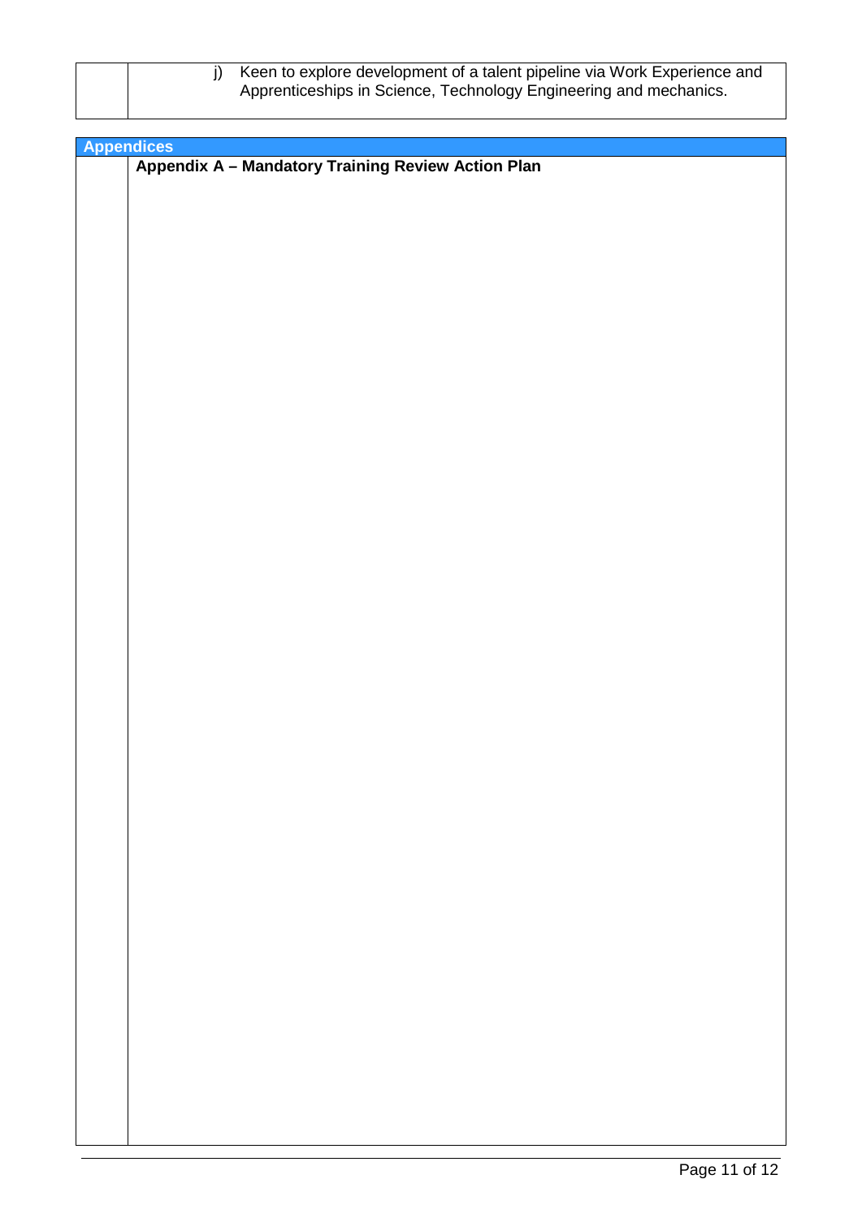j) Keen to explore development of a talent pipeline via Work Experience and Apprenticeships in Science, Technology Engineering and mechanics.

## Appendices

**Appendix A – Mandatory Training Review Action Plan**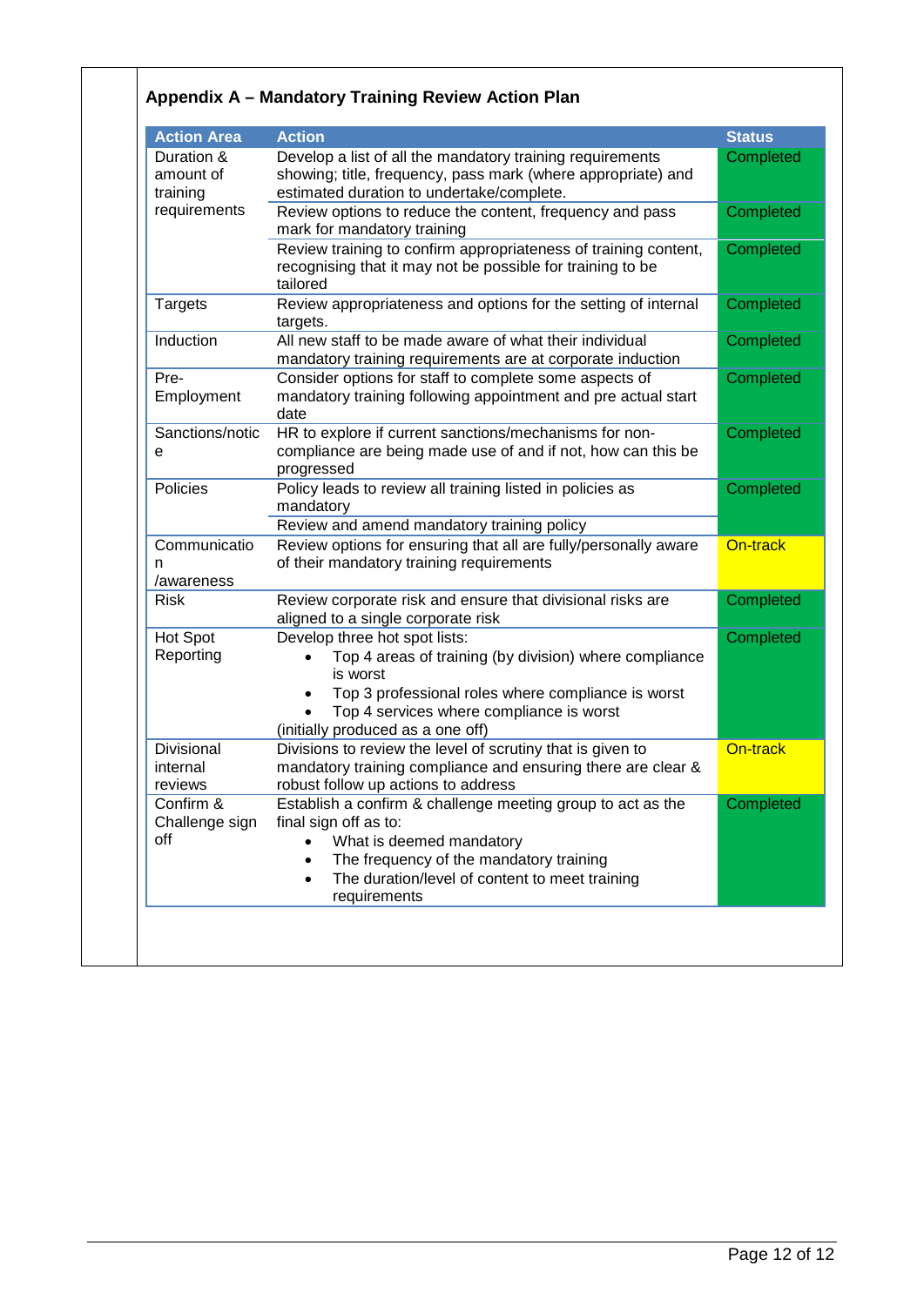## Appendix A – Mandatory Training Review Action Plan

| Action Area | Action | Status |
|---|---|---|
| Duration & amount of training requirements | Develop a list of all the mandatory training requirements showing; title, frequency, pass mark (where appropriate) and estimated duration to undertake/complete. | Completed |
| | Review options to reduce the content, frequency and pass mark for mandatory training | Completed |
| | Review training to confirm appropriateness of training content, recognising that it may not be possible for training to be tailored | Completed |
| Targets | Review appropriateness and options for the setting of internal targets. | Completed |
| Induction | All new staff to be made aware of what their individual mandatory training requirements are at corporate induction | Completed |
| Pre-Employment | Consider options for staff to complete some aspects of mandatory training following appointment and pre actual start date | Completed |
| Sanctions/notice | HR to explore if current sanctions/mechanisms for non-compliance are being made use of and if not, how can this be progressed | Completed |
| Policies | Policy leads to review all training listed in policies as mandatory | Completed |
| | Review and amend mandatory training policy | |
| Communication /awareness | Review options for ensuring that all are fully/personally aware of their mandatory training requirements | On-track |
| Risk | Review corporate risk and ensure that divisional risks are aligned to a single corporate risk | Completed |
| Hot Spot Reporting | Develop three hot spot lists:<br>• Top 4 areas of training (by division) where compliance is worst<br>• Top 3 professional roles where compliance is worst<br>• Top 4 services where compliance is worst<br>(initially produced as a one off) | Completed |
| Divisional internal reviews | Divisions to review the level of scrutiny that is given to mandatory training compliance and ensuring there are clear & robust follow up actions to address | On-track |
| Confirm & Challenge sign off | Establish a confirm & challenge meeting group to act as the final sign off as to:<br>• What is deemed mandatory<br>• The frequency of the mandatory training<br>• The duration/level of content to meet training requirements | Completed |